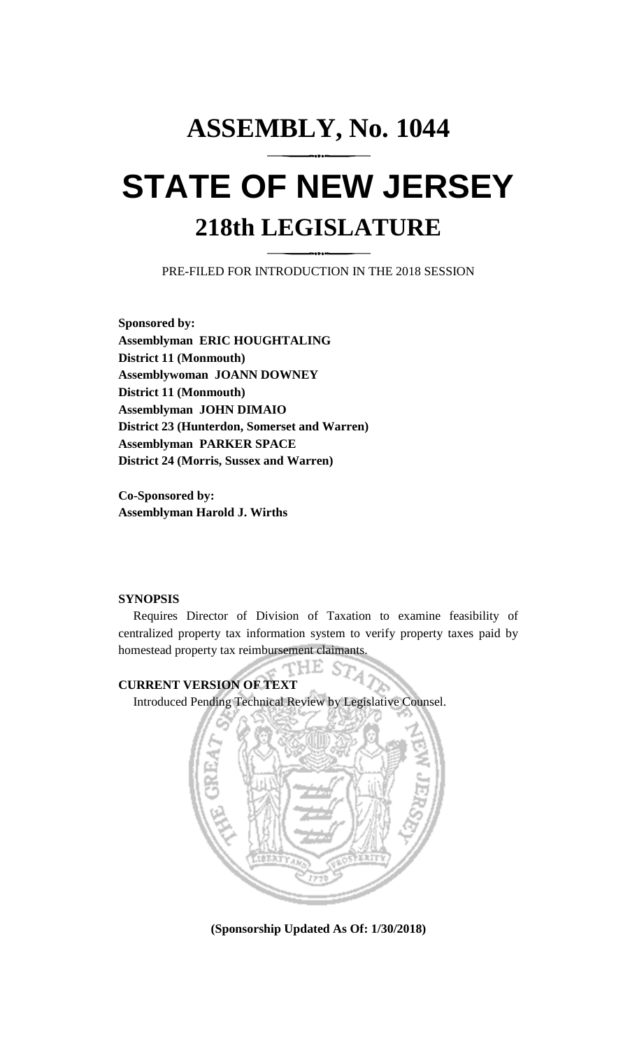# ASSEMBLY, No. 1044

# STATE OF NEW JERSEY

## 218th LEGISLATURE

PRE-FILED FOR INTRODUCTION IN THE 2018 SESSION

**Sponsored by:**
**Assemblyman ERIC HOUGHTALING**
**District 11 (Monmouth)**
**Assemblywoman JOANN DOWNEY**
**District 11 (Monmouth)**
**Assemblyman JOHN DIMAIO**
**District 23 (Hunterdon, Somerset and Warren)**
**Assemblyman PARKER SPACE**
**District 24 (Morris, Sussex and Warren)**

**Co-Sponsored by:**
**Assemblyman Harold J. Wirths**

**SYNOPSIS**

Requires Director of Division of Taxation to examine feasibility of centralized property tax information system to verify property taxes paid by homestead property tax reimbursement claimants.

**CURRENT VERSION OF TEXT**

Introduced Pending Technical Review by Legislative Counsel.

**(Sponsorship Updated As Of: 1/30/2018)**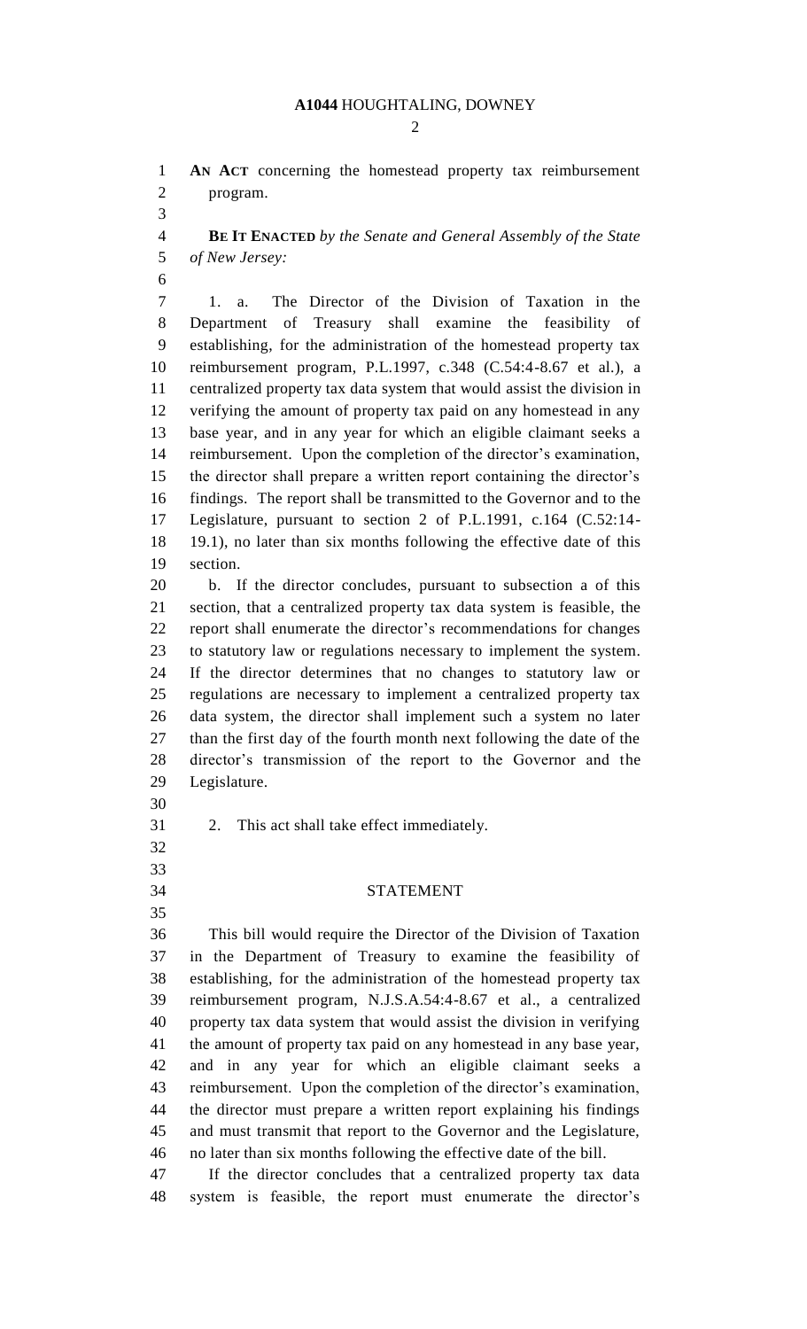**AN ACT** concerning the homestead property tax reimbursement program.

**BE IT ENACTED** *by the Senate and General Assembly of the State of New Jersey:*

1. a. The Director of the Division of Taxation in the Department of Treasury shall examine the feasibility of establishing, for the administration of the homestead property tax reimbursement program, P.L.1997, c.348 (C.54:4-8.67 et al.), a centralized property tax data system that would assist the division in verifying the amount of property tax paid on any homestead in any base year, and in any year for which an eligible claimant seeks a reimbursement. Upon the completion of the director's examination, the director shall prepare a written report containing the director's findings. The report shall be transmitted to the Governor and to the Legislature, pursuant to section 2 of P.L.1991, c.164 (C.52:14-19.1), no later than six months following the effective date of this section.

b. If the director concludes, pursuant to subsection a of this section, that a centralized property tax data system is feasible, the report shall enumerate the director's recommendations for changes to statutory law or regulations necessary to implement the system. If the director determines that no changes to statutory law or regulations are necessary to implement a centralized property tax data system, the director shall implement such a system no later than the first day of the fourth month next following the date of the director's transmission of the report to the Governor and the Legislature.

2. This act shall take effect immediately.

## STATEMENT

This bill would require the Director of the Division of Taxation in the Department of Treasury to examine the feasibility of establishing, for the administration of the homestead property tax reimbursement program, N.J.S.A.54:4-8.67 et al., a centralized property tax data system that would assist the division in verifying the amount of property tax paid on any homestead in any base year, and in any year for which an eligible claimant seeks a reimbursement. Upon the completion of the director's examination, the director must prepare a written report explaining his findings and must transmit that report to the Governor and the Legislature, no later than six months following the effective date of the bill.

If the director concludes that a centralized property tax data system is feasible, the report must enumerate the director's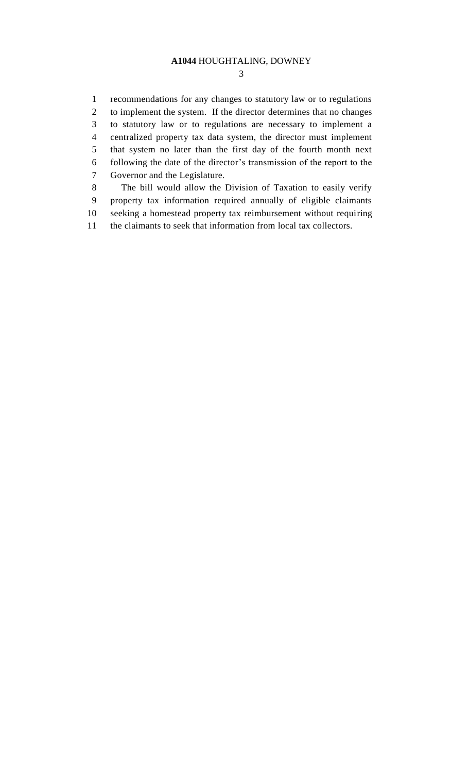recommendations for any changes to statutory law or to regulations to implement the system. If the director determines that no changes to statutory law or to regulations are necessary to implement a centralized property tax data system, the director must implement that system no later than the first day of the fourth month next following the date of the director's transmission of the report to the Governor and the Legislature.

The bill would allow the Division of Taxation to easily verify property tax information required annually of eligible claimants seeking a homestead property tax reimbursement without requiring the claimants to seek that information from local tax collectors.